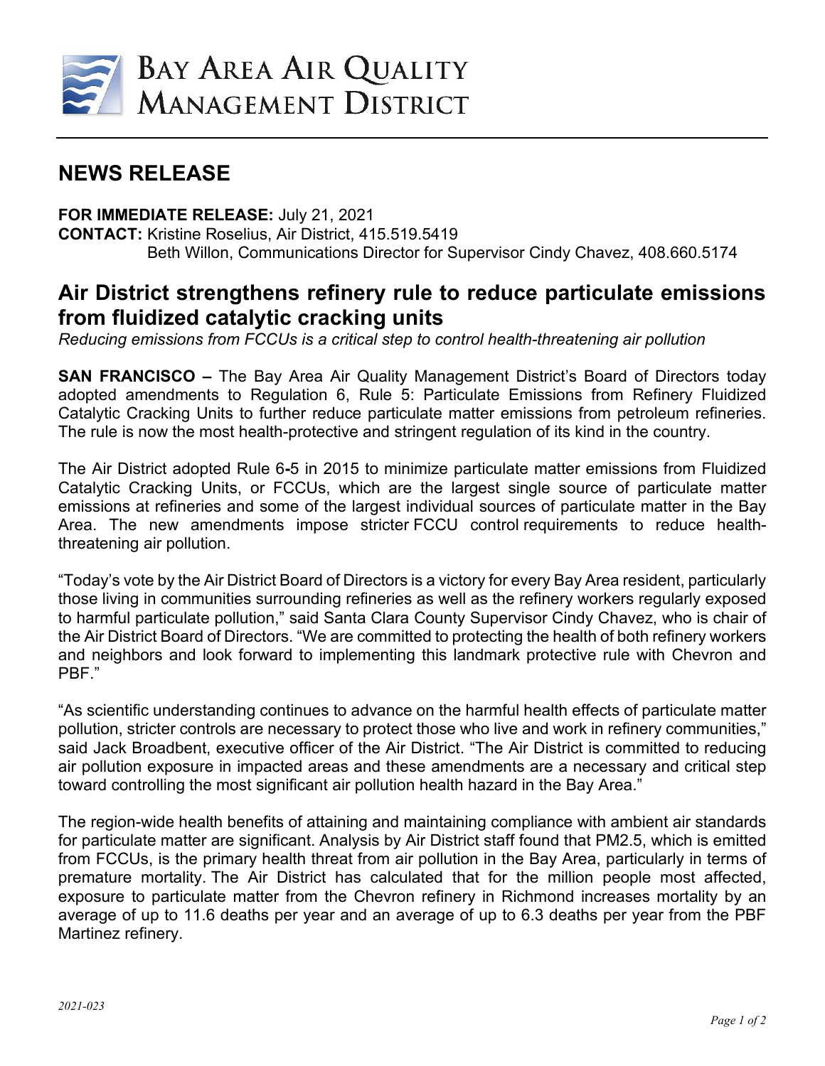BAY AREA AIR QUALITY MANAGEMENT DISTRICT

# NEWS RELEASE

**FOR IMMEDIATE RELEASE:** July 21, 2021
**CONTACT:** Kristine Roselius, Air District, 415.519.5419
Beth Willon, Communications Director for Supervisor Cindy Chavez, 408.660.5174

## Air District strengthens refinery rule to reduce particulate emissions from fluidized catalytic cracking units

*Reducing emissions from FCCUs is a critical step to control health-threatening air pollution*

**SAN FRANCISCO –** The Bay Area Air Quality Management District's Board of Directors today adopted amendments to Regulation 6, Rule 5: Particulate Emissions from Refinery Fluidized Catalytic Cracking Units to further reduce particulate matter emissions from petroleum refineries. The rule is now the most health-protective and stringent regulation of its kind in the country.

The Air District adopted Rule 6-5 in 2015 to minimize particulate matter emissions from Fluidized Catalytic Cracking Units, or FCCUs, which are the largest single source of particulate matter emissions at refineries and some of the largest individual sources of particulate matter in the Bay Area. The new amendments impose stricter FCCU control requirements to reduce health-threatening air pollution.

"Today's vote by the Air District Board of Directors is a victory for every Bay Area resident, particularly those living in communities surrounding refineries as well as the refinery workers regularly exposed to harmful particulate pollution," said Santa Clara County Supervisor Cindy Chavez, who is chair of the Air District Board of Directors. "We are committed to protecting the health of both refinery workers and neighbors and look forward to implementing this landmark protective rule with Chevron and PBF."

"As scientific understanding continues to advance on the harmful health effects of particulate matter pollution, stricter controls are necessary to protect those who live and work in refinery communities," said Jack Broadbent, executive officer of the Air District. "The Air District is committed to reducing air pollution exposure in impacted areas and these amendments are a necessary and critical step toward controlling the most significant air pollution health hazard in the Bay Area."

The region-wide health benefits of attaining and maintaining compliance with ambient air standards for particulate matter are significant. Analysis by Air District staff found that PM2.5, which is emitted from FCCUs, is the primary health threat from air pollution in the Bay Area, particularly in terms of premature mortality. The Air District has calculated that for the million people most affected, exposure to particulate matter from the Chevron refinery in Richmond increases mortality by an average of up to 11.6 deaths per year and an average of up to 6.3 deaths per year from the PBF Martinez refinery.

*2021-023*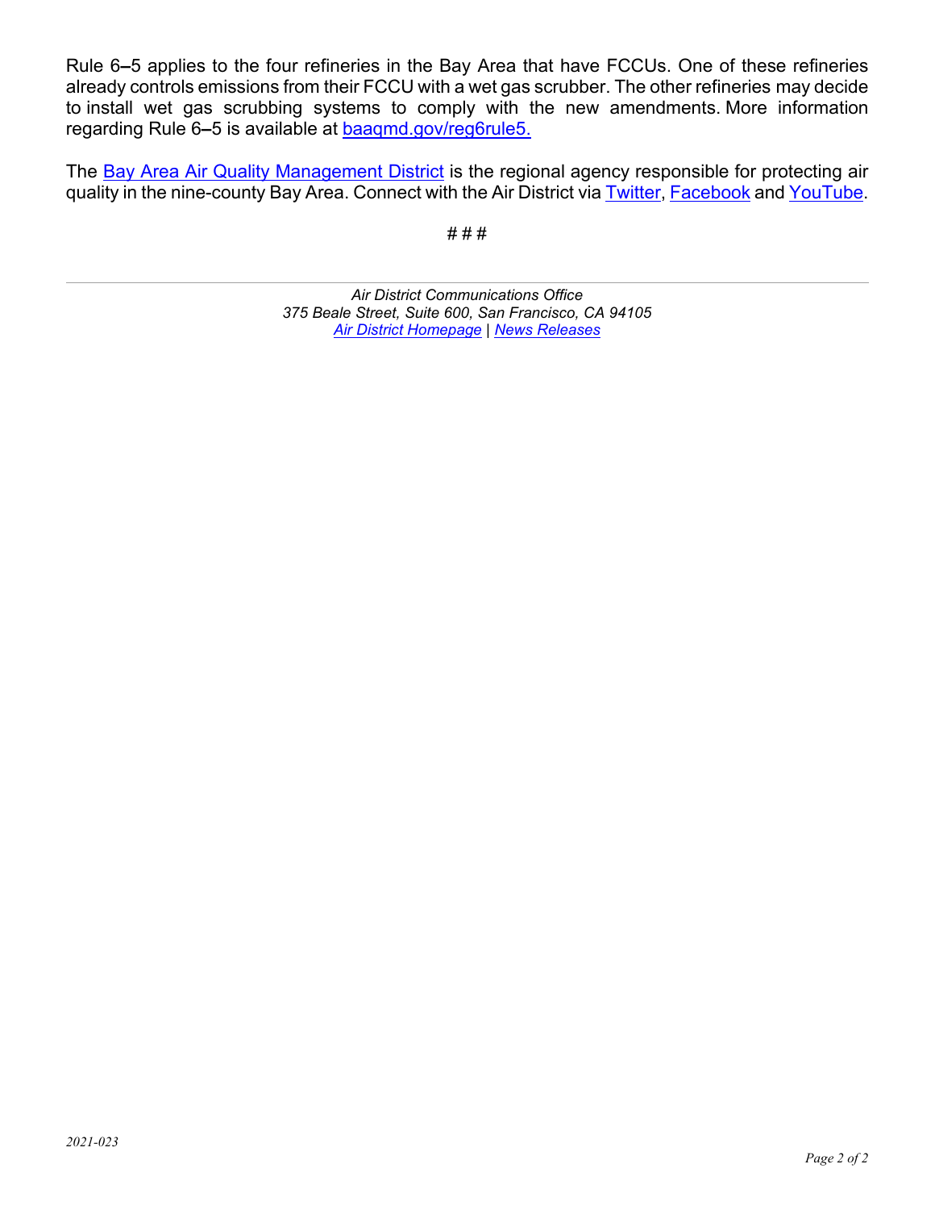Rule 6–5 applies to the four refineries in the Bay Area that have FCCUs. One of these refineries already controls emissions from their FCCU with a wet gas scrubber. The other refineries may decide to install wet gas scrubbing systems to comply with the new amendments. More information regarding Rule 6–5 is available at baaqmd.gov/reg6rule5.

The Bay Area Air Quality Management District is the regional agency responsible for protecting air quality in the nine-county Bay Area. Connect with the Air District via Twitter, Facebook and YouTube.

# # #

*Air District Communications Office*
*375 Beale Street, Suite 600, San Francisco, CA 94105*
*Air District Homepage* | *News Releases*

*2021-023*